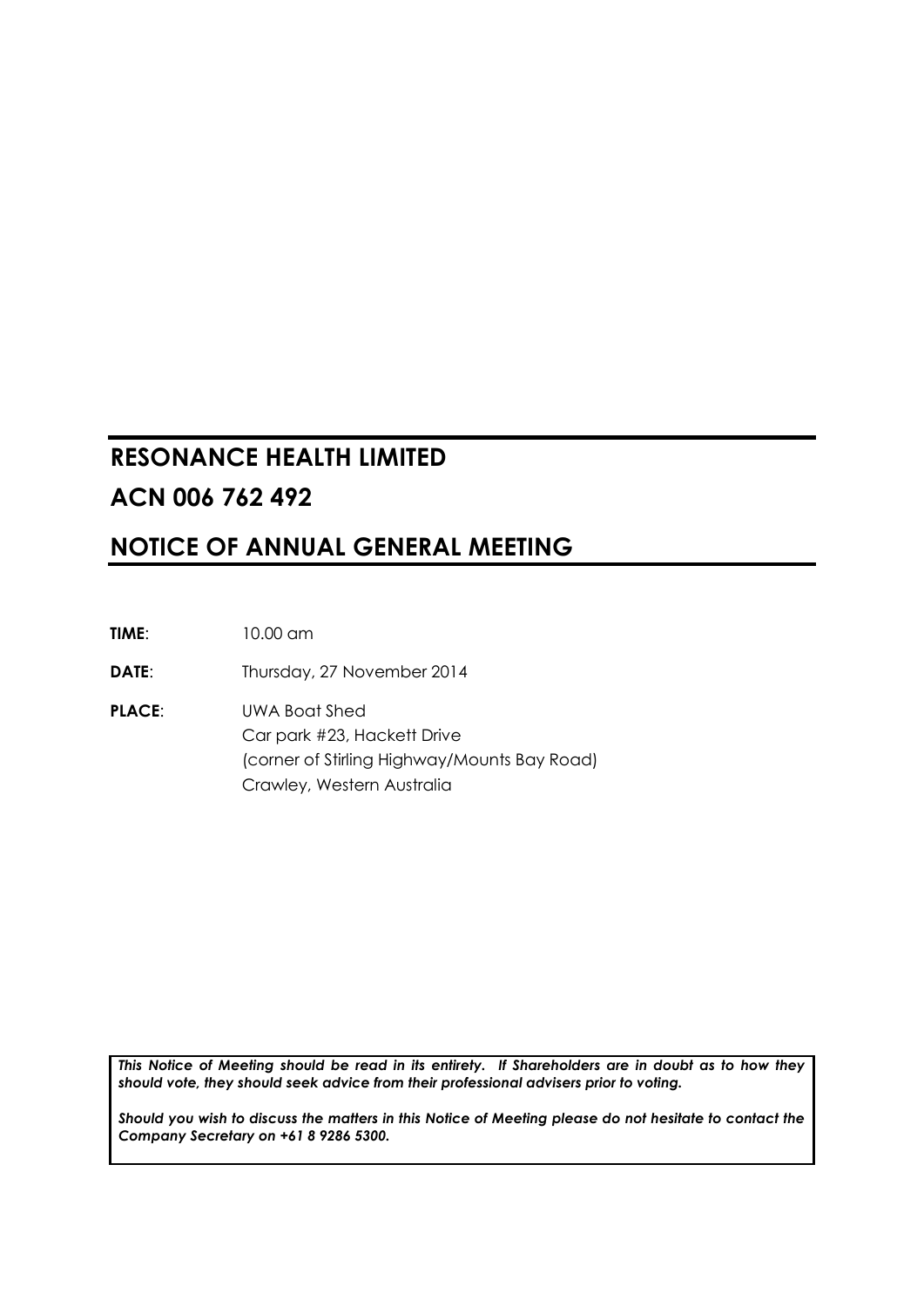# RESONANCE HEALTH LIMITED

# ACN 006 762 492

# NOTICE OF ANNUAL GENERAL MEETING

**TIME**: 10.00 am

**DATE**: Thursday, 27 November 2014

**PLACE**: UWA Boat Shed
Car park #23, Hackett Drive
(corner of Stirling Highway/Mounts Bay Road)
Crawley, Western Australia

***This Notice of Meeting should be read in its entirety. If Shareholders are in doubt as to how they should vote, they should seek advice from their professional advisers prior to voting.***

***Should you wish to discuss the matters in this Notice of Meeting please do not hesitate to contact the Company Secretary on +61 8 9286 5300.***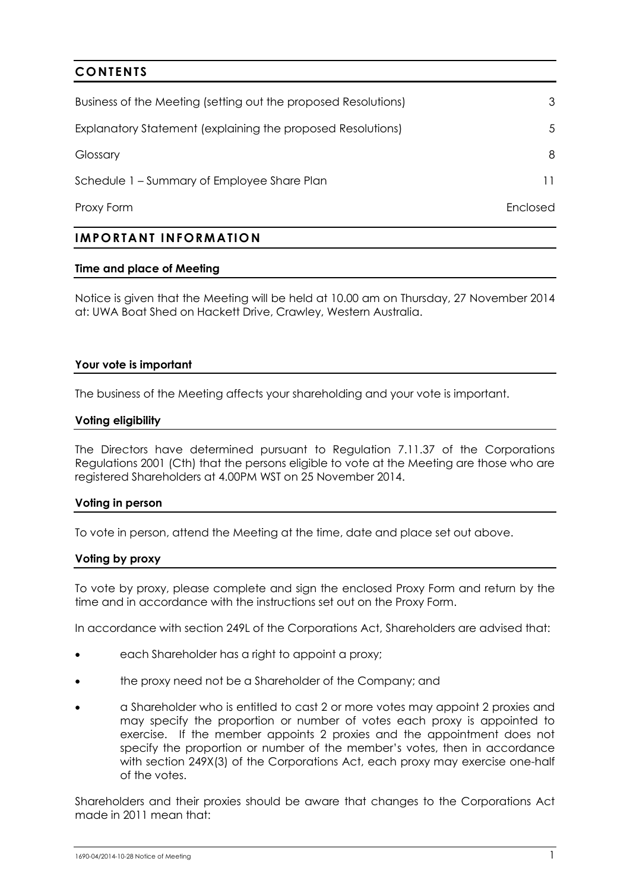## CONTENTS

| | |
|---|---|
| Business of the Meeting (setting out the proposed Resolutions) | 3 |
| Explanatory Statement (explaining the proposed Resolutions) | 5 |
| Glossary | 8 |
| Schedule 1 – Summary of Employee Share Plan | 11 |
| Proxy Form | Enclosed |

## IMPORTANT INFORMATION

### Time and place of Meeting

Notice is given that the Meeting will be held at 10.00 am on Thursday, 27 November 2014 at: UWA Boat Shed on Hackett Drive, Crawley, Western Australia.

### Your vote is important

The business of the Meeting affects your shareholding and your vote is important.

### Voting eligibility

The Directors have determined pursuant to Regulation 7.11.37 of the Corporations Regulations 2001 (Cth) that the persons eligible to vote at the Meeting are those who are registered Shareholders at 4.00PM WST on 25 November 2014.

### Voting in person

To vote in person, attend the Meeting at the time, date and place set out above.

### Voting by proxy

To vote by proxy, please complete and sign the enclosed Proxy Form and return by the time and in accordance with the instructions set out on the Proxy Form.

In accordance with section 249L of the Corporations Act, Shareholders are advised that:

- each Shareholder has a right to appoint a proxy;
- the proxy need not be a Shareholder of the Company; and
- a Shareholder who is entitled to cast 2 or more votes may appoint 2 proxies and may specify the proportion or number of votes each proxy is appointed to exercise. If the member appoints 2 proxies and the appointment does not specify the proportion or number of the member's votes, then in accordance with section 249X(3) of the Corporations Act, each proxy may exercise one-half of the votes.

Shareholders and their proxies should be aware that changes to the Corporations Act made in 2011 mean that: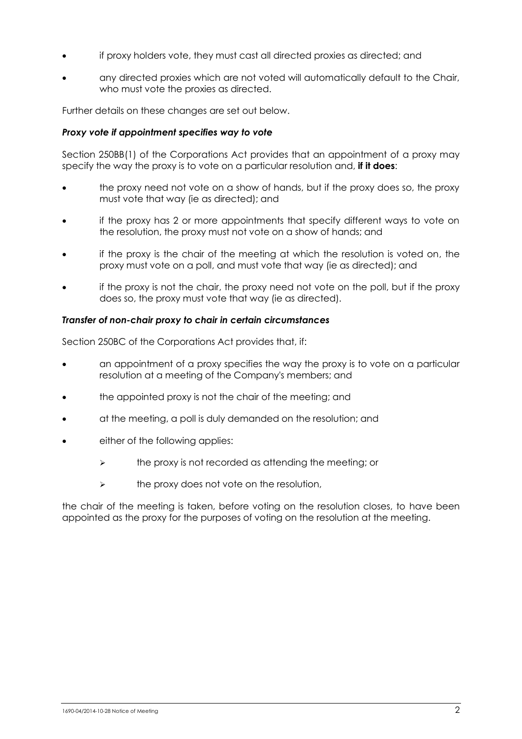- if proxy holders vote, they must cast all directed proxies as directed; and
- any directed proxies which are not voted will automatically default to the Chair, who must vote the proxies as directed.

Further details on these changes are set out below.

***Proxy vote if appointment specifies way to vote***

Section 250BB(1) of the Corporations Act provides that an appointment of a proxy may specify the way the proxy is to vote on a particular resolution and, **if it does**:

- the proxy need not vote on a show of hands, but if the proxy does so, the proxy must vote that way (ie as directed); and
- if the proxy has 2 or more appointments that specify different ways to vote on the resolution, the proxy must not vote on a show of hands; and
- if the proxy is the chair of the meeting at which the resolution is voted on, the proxy must vote on a poll, and must vote that way (ie as directed); and
- if the proxy is not the chair, the proxy need not vote on the poll, but if the proxy does so, the proxy must vote that way (ie as directed).

***Transfer of non-chair proxy to chair in certain circumstances***

Section 250BC of the Corporations Act provides that, if:

- an appointment of a proxy specifies the way the proxy is to vote on a particular resolution at a meeting of the Company's members; and
- the appointed proxy is not the chair of the meeting; and
- at the meeting, a poll is duly demanded on the resolution; and
- either of the following applies:
  - the proxy is not recorded as attending the meeting; or
  - the proxy does not vote on the resolution,

the chair of the meeting is taken, before voting on the resolution closes, to have been appointed as the proxy for the purposes of voting on the resolution at the meeting.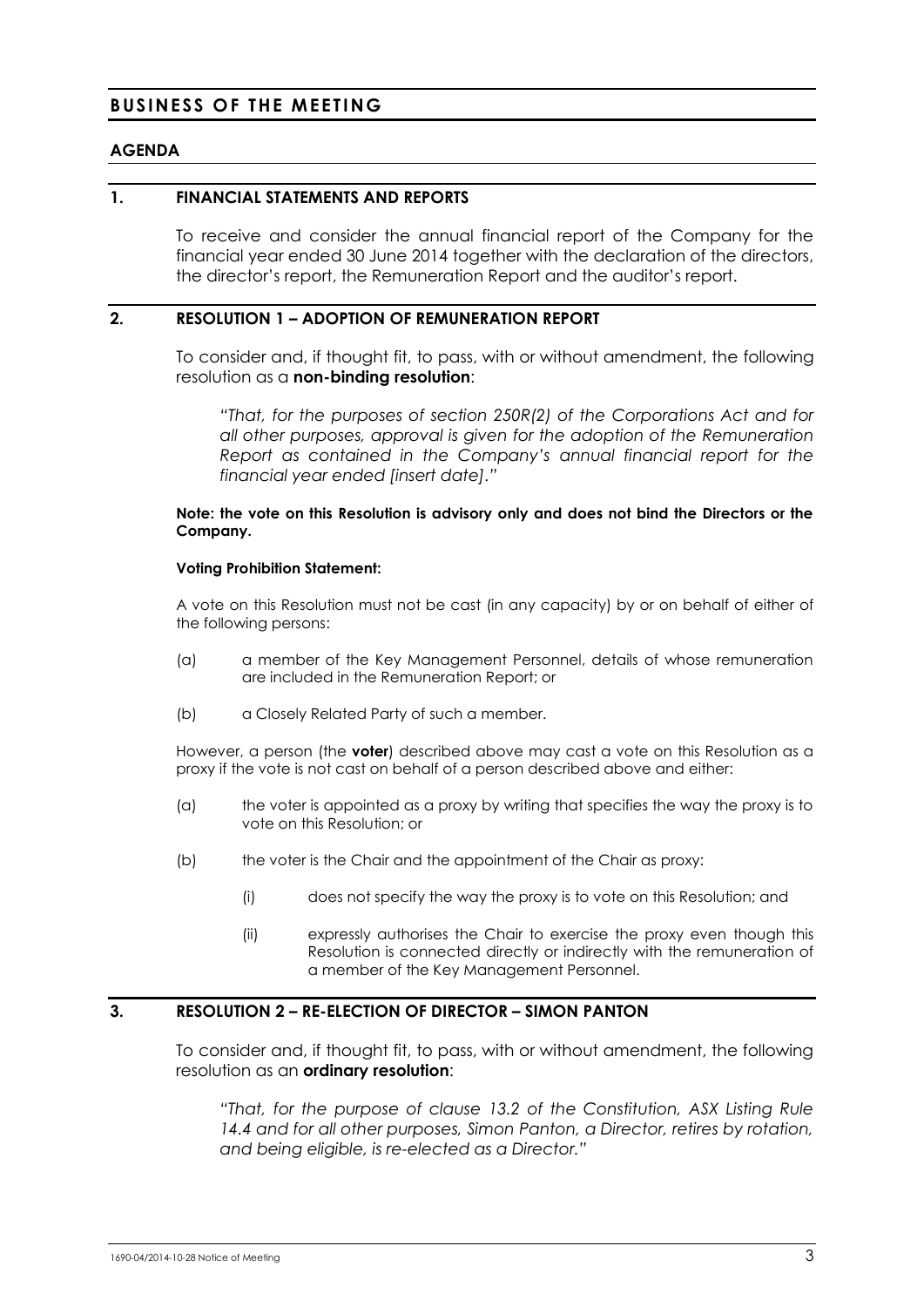## BUSINESS OF THE MEETING

### AGENDA

### 1. FINANCIAL STATEMENTS AND REPORTS

To receive and consider the annual financial report of the Company for the financial year ended 30 June 2014 together with the declaration of the directors, the director's report, the Remuneration Report and the auditor's report.

### 2. RESOLUTION 1 – ADOPTION OF REMUNERATION REPORT

To consider and, if thought fit, to pass, with or without amendment, the following resolution as a **non-binding resolution**:

> *"That, for the purposes of section 250R(2) of the Corporations Act and for all other purposes, approval is given for the adoption of the Remuneration Report as contained in the Company's annual financial report for the financial year ended [insert date]."*

**Note: the vote on this Resolution is advisory only and does not bind the Directors or the Company.**

**Voting Prohibition Statement:**

A vote on this Resolution must not be cast (in any capacity) by or on behalf of either of the following persons:

(a) a member of the Key Management Personnel, details of whose remuneration are included in the Remuneration Report; or

(b) a Closely Related Party of such a member.

However, a person (the **voter**) described above may cast a vote on this Resolution as a proxy if the vote is not cast on behalf of a person described above and either:

(a) the voter is appointed as a proxy by writing that specifies the way the proxy is to vote on this Resolution; or

(b) the voter is the Chair and the appointment of the Chair as proxy:

   (i) does not specify the way the proxy is to vote on this Resolution; and

   (ii) expressly authorises the Chair to exercise the proxy even though this Resolution is connected directly or indirectly with the remuneration of a member of the Key Management Personnel.

### 3. RESOLUTION 2 – RE-ELECTION OF DIRECTOR – SIMON PANTON

To consider and, if thought fit, to pass, with or without amendment, the following resolution as an **ordinary resolution**:

> *"That, for the purpose of clause 13.2 of the Constitution, ASX Listing Rule 14.4 and for all other purposes, Simon Panton, a Director, retires by rotation, and being eligible, is re-elected as a Director."*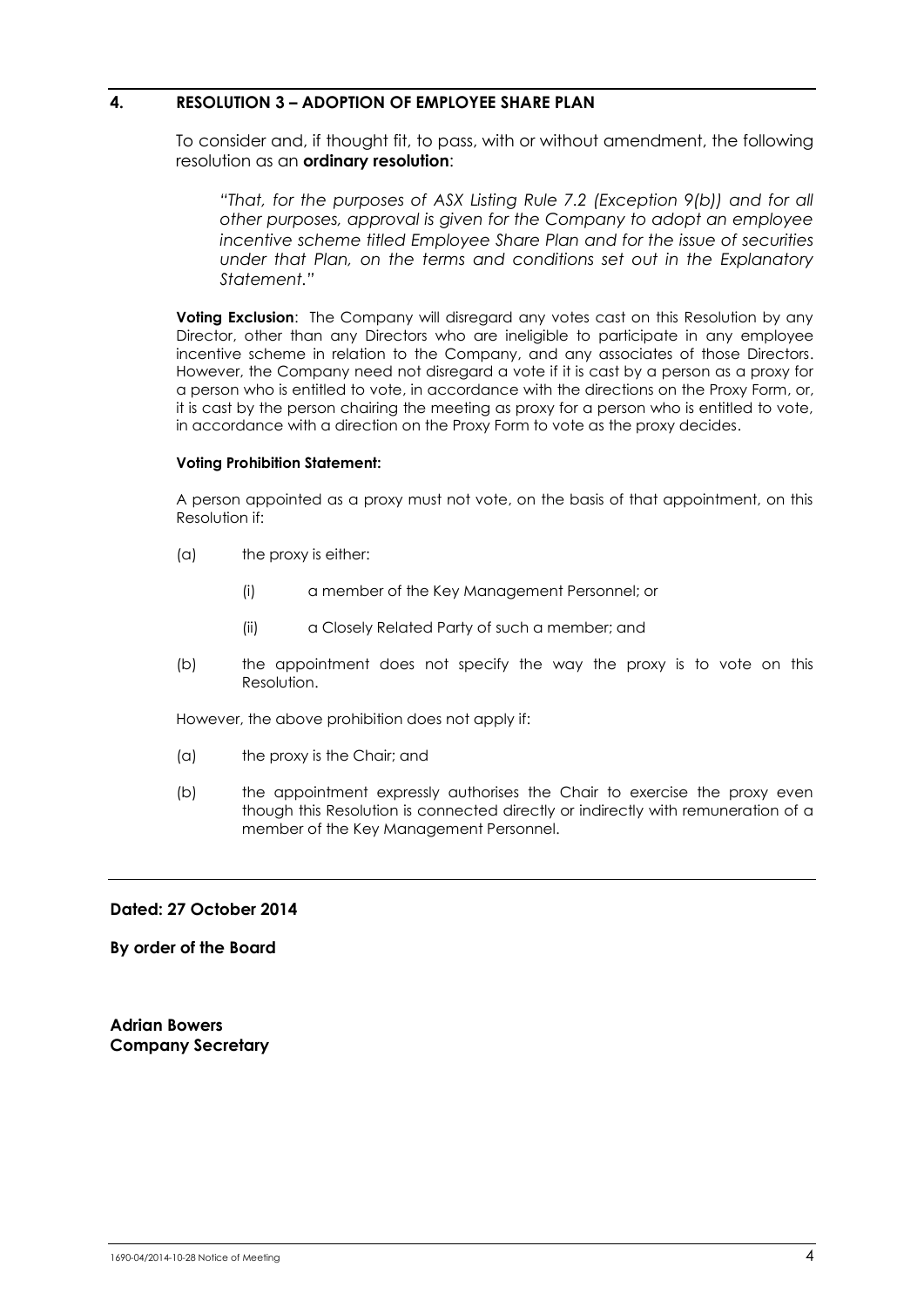## 4. RESOLUTION 3 – ADOPTION OF EMPLOYEE SHARE PLAN

To consider and, if thought fit, to pass, with or without amendment, the following resolution as an **ordinary resolution**:

*"That, for the purposes of ASX Listing Rule 7.2 (Exception 9(b)) and for all other purposes, approval is given for the Company to adopt an employee incentive scheme titled Employee Share Plan and for the issue of securities under that Plan, on the terms and conditions set out in the Explanatory Statement."*

**Voting Exclusion**: The Company will disregard any votes cast on this Resolution by any Director, other than any Directors who are ineligible to participate in any employee incentive scheme in relation to the Company, and any associates of those Directors. However, the Company need not disregard a vote if it is cast by a person as a proxy for a person who is entitled to vote, in accordance with the directions on the Proxy Form, or, it is cast by the person chairing the meeting as proxy for a person who is entitled to vote, in accordance with a direction on the Proxy Form to vote as the proxy decides.

**Voting Prohibition Statement:**

A person appointed as a proxy must not vote, on the basis of that appointment, on this Resolution if:

(a) the proxy is either:

  (i) a member of the Key Management Personnel; or

  (ii) a Closely Related Party of such a member; and

(b) the appointment does not specify the way the proxy is to vote on this Resolution.

However, the above prohibition does not apply if:

(a) the proxy is the Chair; and

(b) the appointment expressly authorises the Chair to exercise the proxy even though this Resolution is connected directly or indirectly with remuneration of a member of the Key Management Personnel.

---

**Dated: 27 October 2014**

**By order of the Board**

**Adrian Bowers**
**Company Secretary**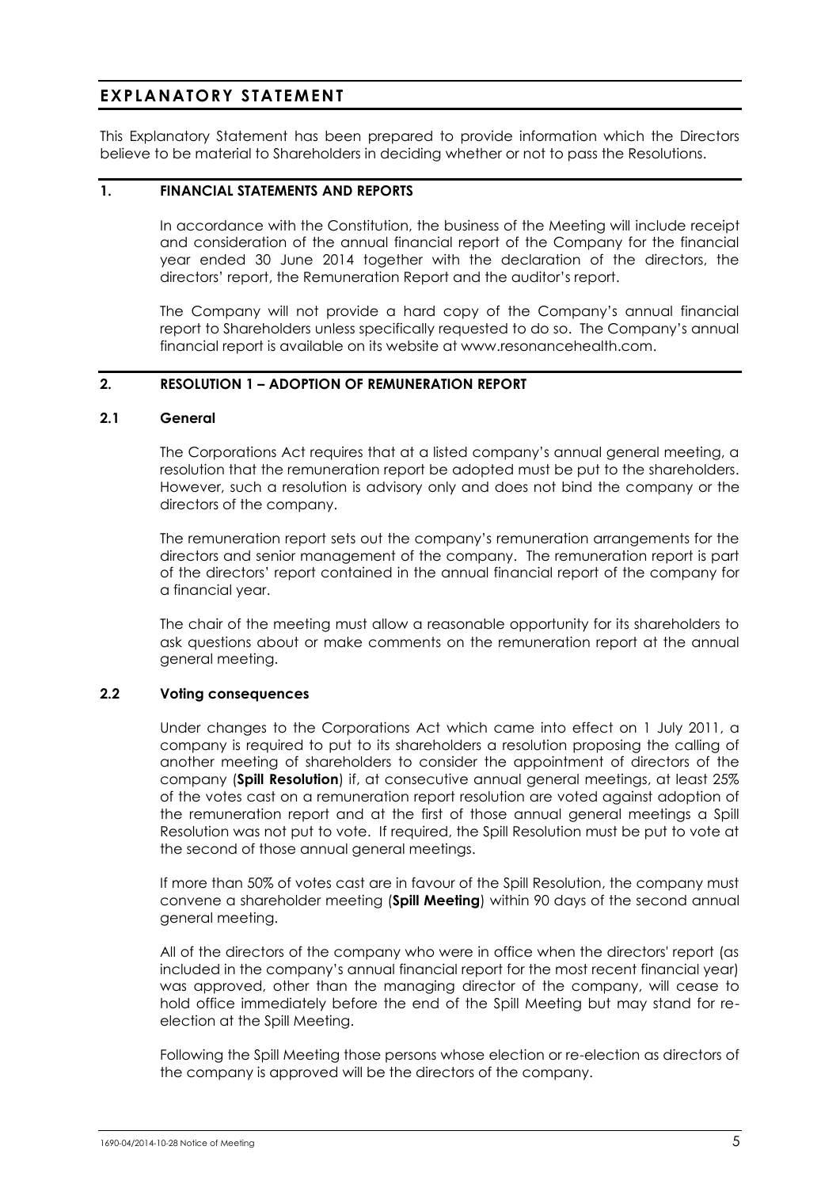# EXPLANATORY STATEMENT

This Explanatory Statement has been prepared to provide information which the Directors believe to be material to Shareholders in deciding whether or not to pass the Resolutions.

## 1. FINANCIAL STATEMENTS AND REPORTS

In accordance with the Constitution, the business of the Meeting will include receipt and consideration of the annual financial report of the Company for the financial year ended 30 June 2014 together with the declaration of the directors, the directors' report, the Remuneration Report and the auditor's report.

The Company will not provide a hard copy of the Company's annual financial report to Shareholders unless specifically requested to do so. The Company's annual financial report is available on its website at www.resonancehealth.com.

## 2. RESOLUTION 1 – ADOPTION OF REMUNERATION REPORT

### 2.1 General

The Corporations Act requires that at a listed company's annual general meeting, a resolution that the remuneration report be adopted must be put to the shareholders. However, such a resolution is advisory only and does not bind the company or the directors of the company.

The remuneration report sets out the company's remuneration arrangements for the directors and senior management of the company. The remuneration report is part of the directors' report contained in the annual financial report of the company for a financial year.

The chair of the meeting must allow a reasonable opportunity for its shareholders to ask questions about or make comments on the remuneration report at the annual general meeting.

### 2.2 Voting consequences

Under changes to the Corporations Act which came into effect on 1 July 2011, a company is required to put to its shareholders a resolution proposing the calling of another meeting of shareholders to consider the appointment of directors of the company (**Spill Resolution**) if, at consecutive annual general meetings, at least 25% of the votes cast on a remuneration report resolution are voted against adoption of the remuneration report and at the first of those annual general meetings a Spill Resolution was not put to vote. If required, the Spill Resolution must be put to vote at the second of those annual general meetings.

If more than 50% of votes cast are in favour of the Spill Resolution, the company must convene a shareholder meeting (**Spill Meeting**) within 90 days of the second annual general meeting.

All of the directors of the company who were in office when the directors' report (as included in the company's annual financial report for the most recent financial year) was approved, other than the managing director of the company, will cease to hold office immediately before the end of the Spill Meeting but may stand for re-election at the Spill Meeting.

Following the Spill Meeting those persons whose election or re-election as directors of the company is approved will be the directors of the company.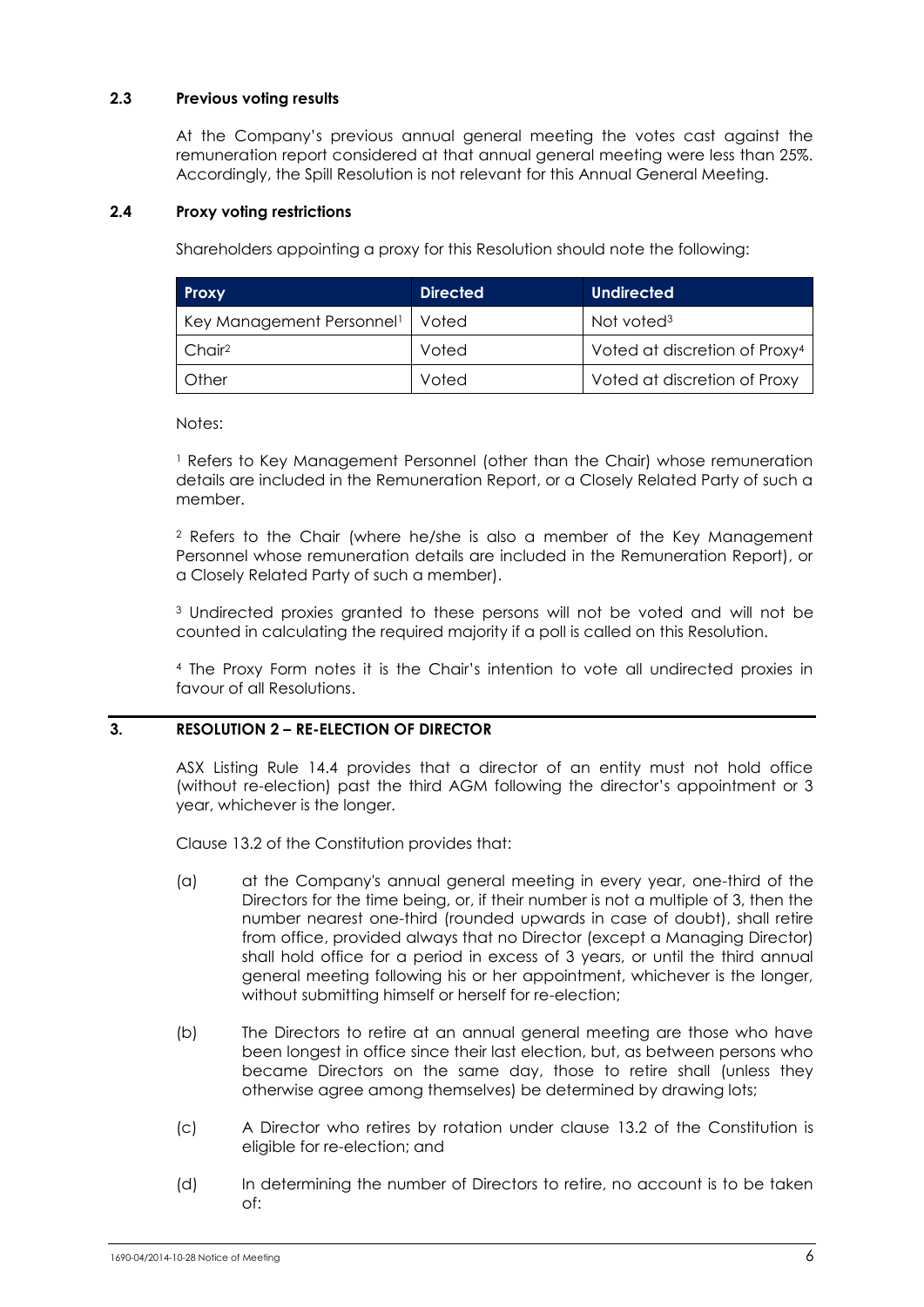### 2.3 Previous voting results

At the Company's previous annual general meeting the votes cast against the remuneration report considered at that annual general meeting were less than 25%. Accordingly, the Spill Resolution is not relevant for this Annual General Meeting.

### 2.4 Proxy voting restrictions

Shareholders appointing a proxy for this Resolution should note the following:

| Proxy | Directed | Undirected |
|---|---|---|
| Key Management Personnel[1] | Voted | Not voted[3] |
| Chair[2] | Voted | Voted at discretion of Proxy[4] |
| Other | Voted | Voted at discretion of Proxy |

Notes:

[1] Refers to Key Management Personnel (other than the Chair) whose remuneration details are included in the Remuneration Report, or a Closely Related Party of such a member.

[2] Refers to the Chair (where he/she is also a member of the Key Management Personnel whose remuneration details are included in the Remuneration Report), or a Closely Related Party of such a member).

[3] Undirected proxies granted to these persons will not be voted and will not be counted in calculating the required majority if a poll is called on this Resolution.

[4] The Proxy Form notes it is the Chair's intention to vote all undirected proxies in favour of all Resolutions.

## 3. RESOLUTION 2 – RE-ELECTION OF DIRECTOR

ASX Listing Rule 14.4 provides that a director of an entity must not hold office (without re-election) past the third AGM following the director's appointment or 3 year, whichever is the longer.

Clause 13.2 of the Constitution provides that:

(a) at the Company's annual general meeting in every year, one-third of the Directors for the time being, or, if their number is not a multiple of 3, then the number nearest one-third (rounded upwards in case of doubt), shall retire from office, provided always that no Director (except a Managing Director) shall hold office for a period in excess of 3 years, or until the third annual general meeting following his or her appointment, whichever is the longer, without submitting himself or herself for re-election;

(b) The Directors to retire at an annual general meeting are those who have been longest in office since their last election, but, as between persons who became Directors on the same day, those to retire shall (unless they otherwise agree among themselves) be determined by drawing lots;

(c) A Director who retires by rotation under clause 13.2 of the Constitution is eligible for re-election; and

(d) In determining the number of Directors to retire, no account is to be taken of: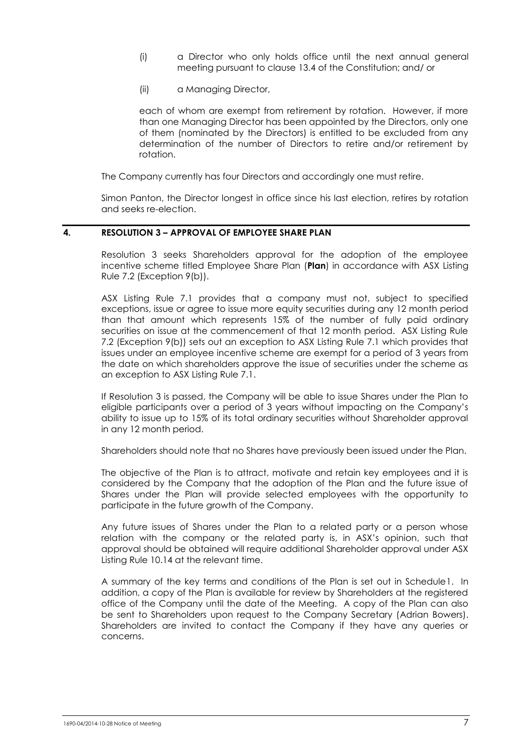(i) a Director who only holds office until the next annual general meeting pursuant to clause 13.4 of the Constitution; and/ or

(ii) a Managing Director,

each of whom are exempt from retirement by rotation. However, if more than one Managing Director has been appointed by the Directors, only one of them (nominated by the Directors) is entitled to be excluded from any determination of the number of Directors to retire and/or retirement by rotation.

The Company currently has four Directors and accordingly one must retire.

Simon Panton, the Director longest in office since his last election, retires by rotation and seeks re-election.

## 4. RESOLUTION 3 – APPROVAL OF EMPLOYEE SHARE PLAN

Resolution 3 seeks Shareholders approval for the adoption of the employee incentive scheme titled Employee Share Plan (**Plan**) in accordance with ASX Listing Rule 7.2 (Exception 9(b)).

ASX Listing Rule 7.1 provides that a company must not, subject to specified exceptions, issue or agree to issue more equity securities during any 12 month period than that amount which represents 15% of the number of fully paid ordinary securities on issue at the commencement of that 12 month period. ASX Listing Rule 7.2 (Exception 9(b)) sets out an exception to ASX Listing Rule 7.1 which provides that issues under an employee incentive scheme are exempt for a period of 3 years from the date on which shareholders approve the issue of securities under the scheme as an exception to ASX Listing Rule 7.1.

If Resolution 3 is passed, the Company will be able to issue Shares under the Plan to eligible participants over a period of 3 years without impacting on the Company's ability to issue up to 15% of its total ordinary securities without Shareholder approval in any 12 month period.

Shareholders should note that no Shares have previously been issued under the Plan.

The objective of the Plan is to attract, motivate and retain key employees and it is considered by the Company that the adoption of the Plan and the future issue of Shares under the Plan will provide selected employees with the opportunity to participate in the future growth of the Company.

Any future issues of Shares under the Plan to a related party or a person whose relation with the company or the related party is, in ASX's opinion, such that approval should be obtained will require additional Shareholder approval under ASX Listing Rule 10.14 at the relevant time.

A summary of the key terms and conditions of the Plan is set out in Schedule1. In addition, a copy of the Plan is available for review by Shareholders at the registered office of the Company until the date of the Meeting. A copy of the Plan can also be sent to Shareholders upon request to the Company Secretary (Adrian Bowers). Shareholders are invited to contact the Company if they have any queries or concerns.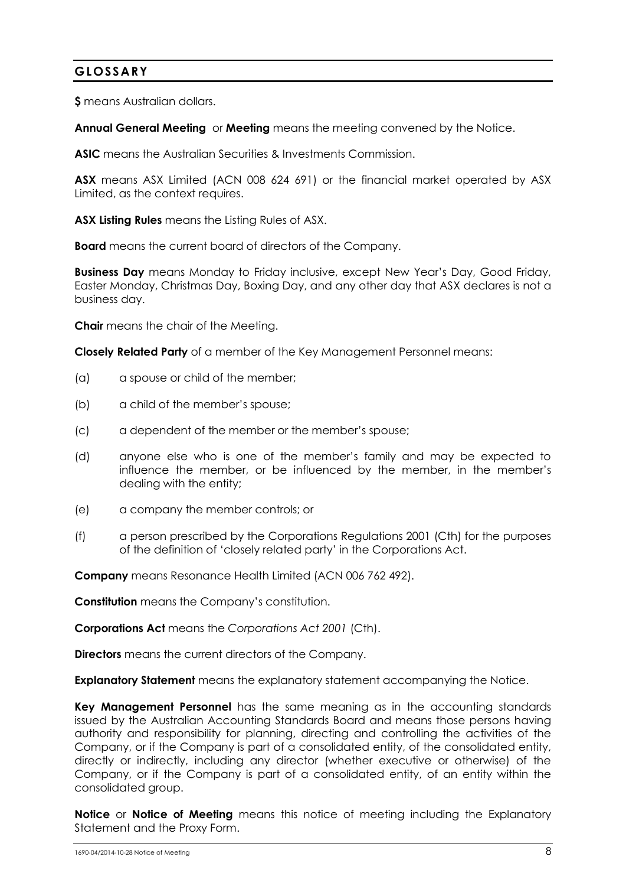## GLOSSARY

**$** means Australian dollars.

**Annual General Meeting** or **Meeting** means the meeting convened by the Notice.

**ASIC** means the Australian Securities & Investments Commission.

**ASX** means ASX Limited (ACN 008 624 691) or the financial market operated by ASX Limited, as the context requires.

**ASX Listing Rules** means the Listing Rules of ASX.

**Board** means the current board of directors of the Company.

**Business Day** means Monday to Friday inclusive, except New Year's Day, Good Friday, Easter Monday, Christmas Day, Boxing Day, and any other day that ASX declares is not a business day.

**Chair** means the chair of the Meeting.

**Closely Related Party** of a member of the Key Management Personnel means:

(a) a spouse or child of the member;

(b) a child of the member's spouse;

(c) a dependent of the member or the member's spouse;

(d) anyone else who is one of the member's family and may be expected to influence the member, or be influenced by the member, in the member's dealing with the entity;

(e) a company the member controls; or

(f) a person prescribed by the Corporations Regulations 2001 (Cth) for the purposes of the definition of 'closely related party' in the Corporations Act.

**Company** means Resonance Health Limited (ACN 006 762 492).

**Constitution** means the Company's constitution.

**Corporations Act** means the *Corporations Act 2001* (Cth).

**Directors** means the current directors of the Company.

**Explanatory Statement** means the explanatory statement accompanying the Notice.

**Key Management Personnel** has the same meaning as in the accounting standards issued by the Australian Accounting Standards Board and means those persons having authority and responsibility for planning, directing and controlling the activities of the Company, or if the Company is part of a consolidated entity, of the consolidated entity, directly or indirectly, including any director (whether executive or otherwise) of the Company, or if the Company is part of a consolidated entity, of an entity within the consolidated group.

**Notice** or **Notice of Meeting** means this notice of meeting including the Explanatory Statement and the Proxy Form.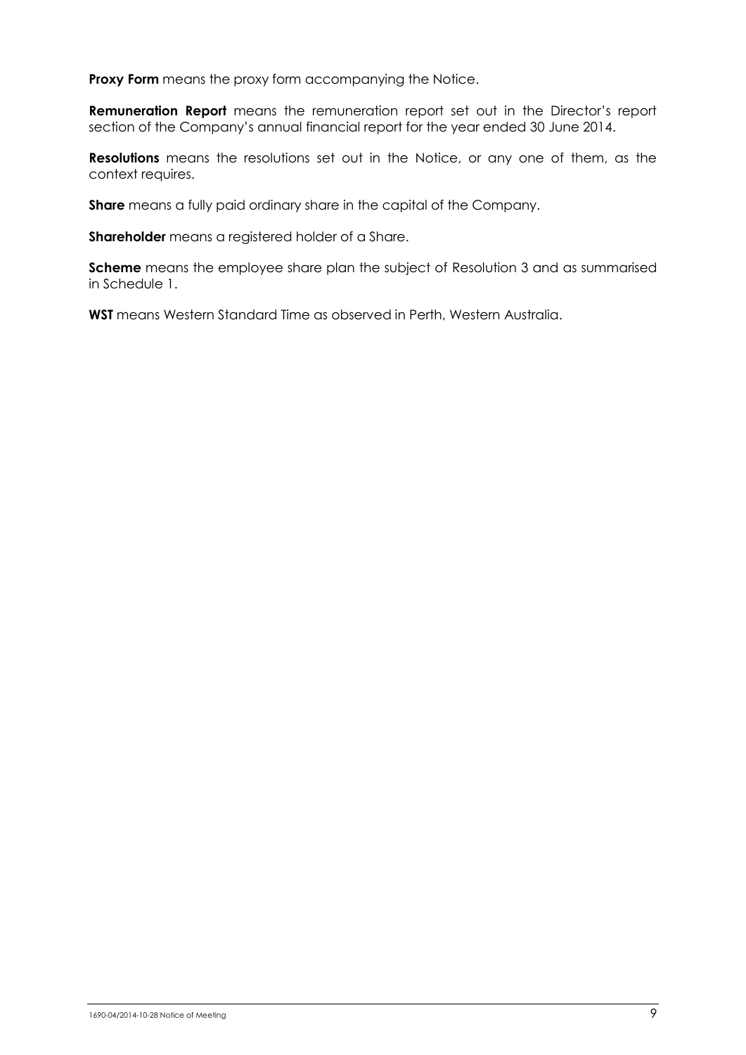**Proxy Form** means the proxy form accompanying the Notice.

**Remuneration Report** means the remuneration report set out in the Director's report section of the Company's annual financial report for the year ended 30 June 2014.

**Resolutions** means the resolutions set out in the Notice, or any one of them, as the context requires.

**Share** means a fully paid ordinary share in the capital of the Company.

**Shareholder** means a registered holder of a Share.

**Scheme** means the employee share plan the subject of Resolution 3 and as summarised in Schedule 1.

**WST** means Western Standard Time as observed in Perth, Western Australia.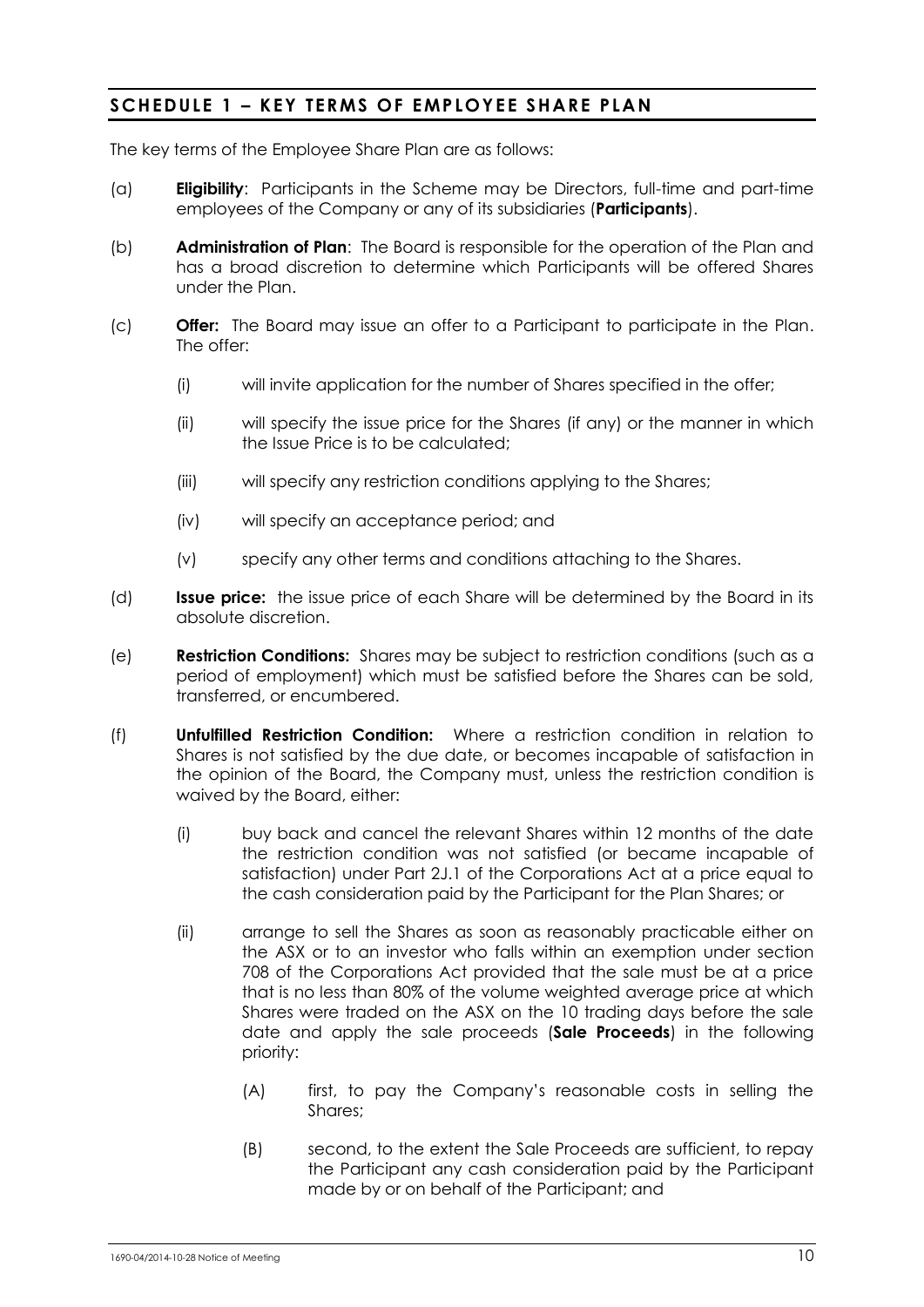## SCHEDULE 1 – KEY TERMS OF EMPLOYEE SHARE PLAN

The key terms of the Employee Share Plan are as follows:

(a) **Eligibility**: Participants in the Scheme may be Directors, full-time and part-time employees of the Company or any of its subsidiaries (**Participants**).

(b) **Administration of Plan**: The Board is responsible for the operation of the Plan and has a broad discretion to determine which Participants will be offered Shares under the Plan.

(c) **Offer:** The Board may issue an offer to a Participant to participate in the Plan. The offer:

  (i) will invite application for the number of Shares specified in the offer;

  (ii) will specify the issue price for the Shares (if any) or the manner in which the Issue Price is to be calculated;

  (iii) will specify any restriction conditions applying to the Shares;

  (iv) will specify an acceptance period; and

  (v) specify any other terms and conditions attaching to the Shares.

(d) **Issue price:** the issue price of each Share will be determined by the Board in its absolute discretion.

(e) **Restriction Conditions:** Shares may be subject to restriction conditions (such as a period of employment) which must be satisfied before the Shares can be sold, transferred, or encumbered.

(f) **Unfulfilled Restriction Condition:** Where a restriction condition in relation to Shares is not satisfied by the due date, or becomes incapable of satisfaction in the opinion of the Board, the Company must, unless the restriction condition is waived by the Board, either:

  (i) buy back and cancel the relevant Shares within 12 months of the date the restriction condition was not satisfied (or became incapable of satisfaction) under Part 2J.1 of the Corporations Act at a price equal to the cash consideration paid by the Participant for the Plan Shares; or

  (ii) arrange to sell the Shares as soon as reasonably practicable either on the ASX or to an investor who falls within an exemption under section 708 of the Corporations Act provided that the sale must be at a price that is no less than 80% of the volume weighted average price at which Shares were traded on the ASX on the 10 trading days before the sale date and apply the sale proceeds (**Sale Proceeds**) in the following priority:

    (A) first, to pay the Company's reasonable costs in selling the Shares;

    (B) second, to the extent the Sale Proceeds are sufficient, to repay the Participant any cash consideration paid by the Participant made by or on behalf of the Participant; and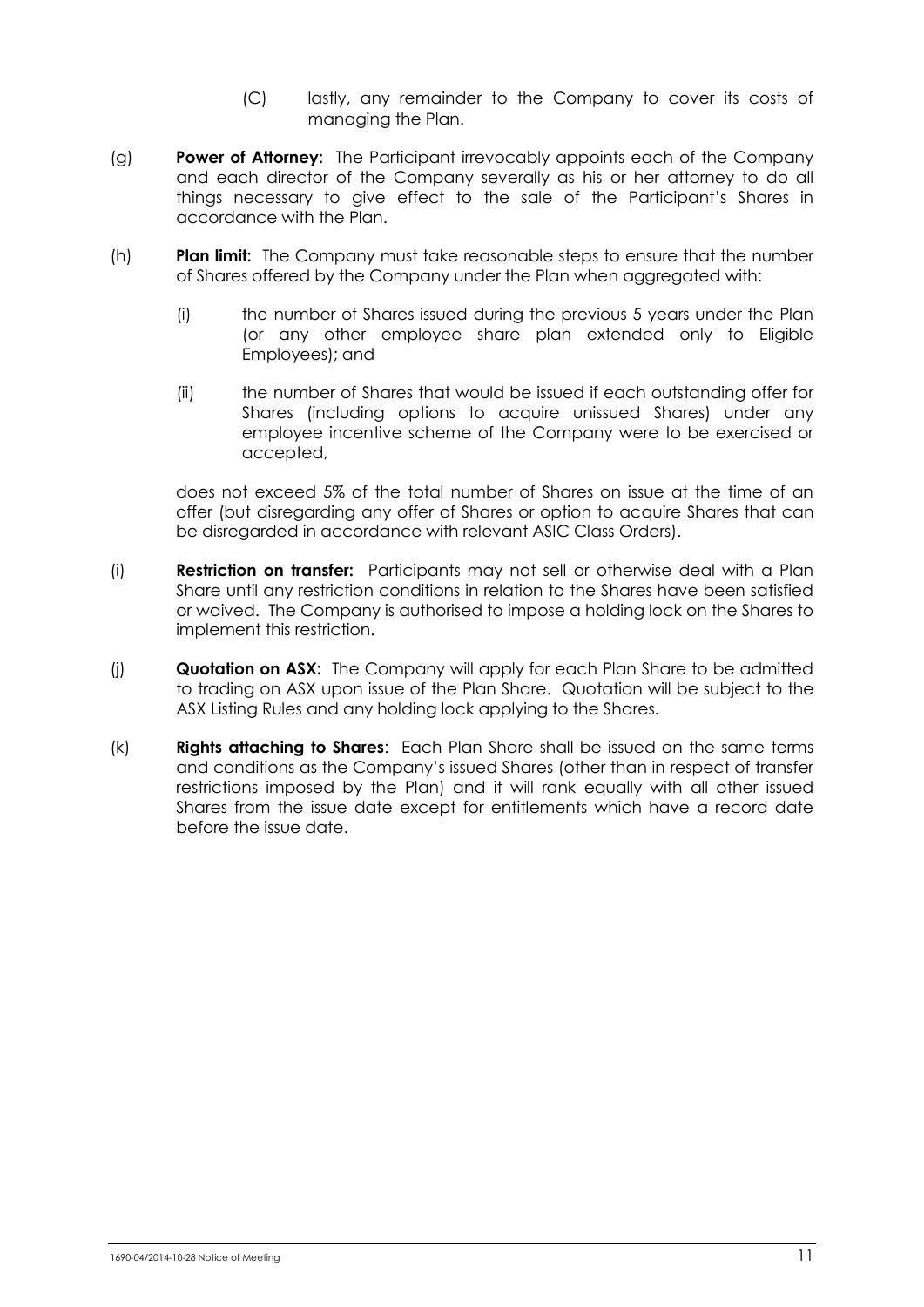(C) lastly, any remainder to the Company to cover its costs of managing the Plan.

(g) **Power of Attorney:** The Participant irrevocably appoints each of the Company and each director of the Company severally as his or her attorney to do all things necessary to give effect to the sale of the Participant's Shares in accordance with the Plan.

(h) **Plan limit:** The Company must take reasonable steps to ensure that the number of Shares offered by the Company under the Plan when aggregated with:

(i) the number of Shares issued during the previous 5 years under the Plan (or any other employee share plan extended only to Eligible Employees); and

(ii) the number of Shares that would be issued if each outstanding offer for Shares (including options to acquire unissued Shares) under any employee incentive scheme of the Company were to be exercised or accepted,

does not exceed 5% of the total number of Shares on issue at the time of an offer (but disregarding any offer of Shares or option to acquire Shares that can be disregarded in accordance with relevant ASIC Class Orders).

(i) **Restriction on transfer:** Participants may not sell or otherwise deal with a Plan Share until any restriction conditions in relation to the Shares have been satisfied or waived. The Company is authorised to impose a holding lock on the Shares to implement this restriction.

(j) **Quotation on ASX:** The Company will apply for each Plan Share to be admitted to trading on ASX upon issue of the Plan Share. Quotation will be subject to the ASX Listing Rules and any holding lock applying to the Shares.

(k) **Rights attaching to Shares**: Each Plan Share shall be issued on the same terms and conditions as the Company's issued Shares (other than in respect of transfer restrictions imposed by the Plan) and it will rank equally with all other issued Shares from the issue date except for entitlements which have a record date before the issue date.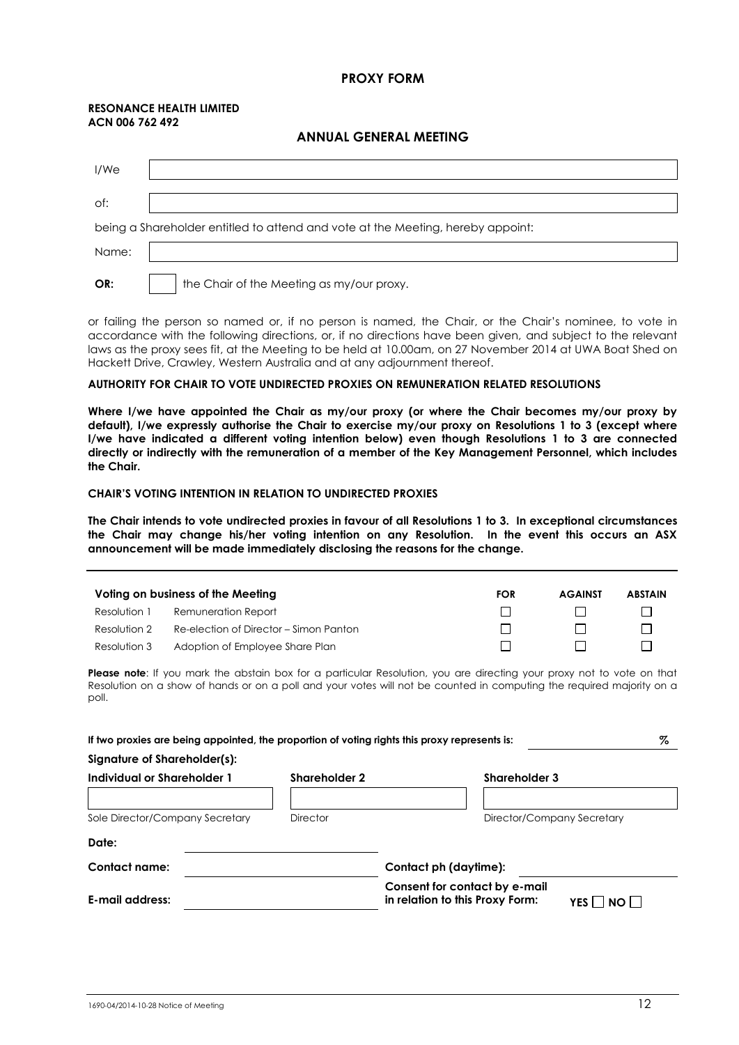# PROXY FORM

**RESONANCE HEALTH LIMITED**
**ACN 006 762 492**

## ANNUAL GENERAL MEETING

| | |
|---|---|
| I/We | |
| of: | |

being a Shareholder entitled to attend and vote at the Meeting, hereby appoint:

| | |
|---|---|
| Name: | |

**OR:** ☐ the Chair of the Meeting as my/our proxy.

or failing the person so named or, if no person is named, the Chair, or the Chair's nominee, to vote in accordance with the following directions, or, if no directions have been given, and subject to the relevant laws as the proxy sees fit, at the Meeting to be held at 10.00am, on 27 November 2014 at UWA Boat Shed on Hackett Drive, Crawley, Western Australia and at any adjournment thereof.

**AUTHORITY FOR CHAIR TO VOTE UNDIRECTED PROXIES ON REMUNERATION RELATED RESOLUTIONS**

**Where I/we have appointed the Chair as my/our proxy (or where the Chair becomes my/our proxy by default), I/we expressly authorise the Chair to exercise my/our proxy on Resolutions 1 to 3 (except where I/we have indicated a different voting intention below) even though Resolutions 1 to 3 are connected directly or indirectly with the remuneration of a member of the Key Management Personnel, which includes the Chair.**

**CHAIR'S VOTING INTENTION IN RELATION TO UNDIRECTED PROXIES**

**The Chair intends to vote undirected proxies in favour of all Resolutions 1 to 3. In exceptional circumstances the Chair may change his/her voting intention on any Resolution. In the event this occurs an ASX announcement will be made immediately disclosing the reasons for the change.**

| **Voting on business of the Meeting** | | **FOR** | **AGAINST** | **ABSTAIN** |
|---|---|---|---|---|
| Resolution 1 | Remuneration Report | ☐ | ☐ | ☐ |
| Resolution 2 | Re-election of Director – Simon Panton | ☐ | ☐ | ☐ |
| Resolution 3 | Adoption of Employee Share Plan | ☐ | ☐ | ☐ |

**Please note**: If you mark the abstain box for a particular Resolution, you are directing your proxy not to vote on that Resolution on a show of hands or on a poll and your votes will not be counted in computing the required majority on a poll.

**If two proxies are being appointed, the proportion of voting rights this proxy represents is:** ________ %

**Signature of Shareholder(s):**

| **Individual or Shareholder 1** | **Shareholder 2** | **Shareholder 3** |
|---|---|---|
| | | |
| Sole Director/Company Secretary | Director | Director/Company Secretary |

**Date:** ____________________

**Contact name:** ____________________ **Contact ph (daytime):** ____________________

**E-mail address:** ____________________ **Consent for contact by e-mail in relation to this Proxy Form:** YES ☐ NO ☐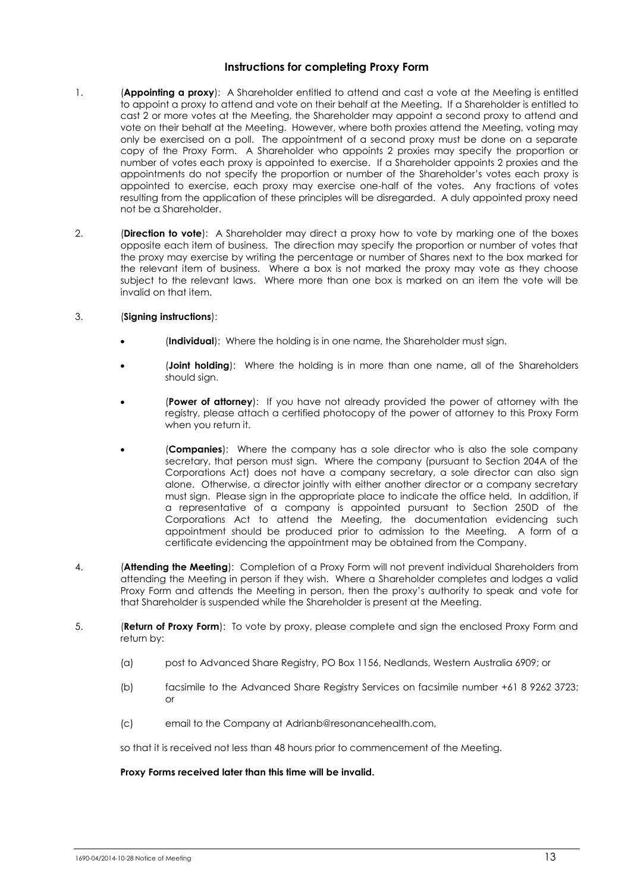## Instructions for completing Proxy Form

1. (**Appointing a proxy**): A Shareholder entitled to attend and cast a vote at the Meeting is entitled to appoint a proxy to attend and vote on their behalf at the Meeting. If a Shareholder is entitled to cast 2 or more votes at the Meeting, the Shareholder may appoint a second proxy to attend and vote on their behalf at the Meeting. However, where both proxies attend the Meeting, voting may only be exercised on a poll. The appointment of a second proxy must be done on a separate copy of the Proxy Form. A Shareholder who appoints 2 proxies may specify the proportion or number of votes each proxy is appointed to exercise. If a Shareholder appoints 2 proxies and the appointments do not specify the proportion or number of the Shareholder's votes each proxy is appointed to exercise, each proxy may exercise one-half of the votes. Any fractions of votes resulting from the application of these principles will be disregarded. A duly appointed proxy need not be a Shareholder.

2. (**Direction to vote**): A Shareholder may direct a proxy how to vote by marking one of the boxes opposite each item of business. The direction may specify the proportion or number of votes that the proxy may exercise by writing the percentage or number of Shares next to the box marked for the relevant item of business. Where a box is not marked the proxy may vote as they choose subject to the relevant laws. Where more than one box is marked on an item the vote will be invalid on that item.

3. (**Signing instructions**):

   - (**Individual**): Where the holding is in one name, the Shareholder must sign.
   - (**Joint holding**): Where the holding is in more than one name, all of the Shareholders should sign.
   - (**Power of attorney**): If you have not already provided the power of attorney with the registry, please attach a certified photocopy of the power of attorney to this Proxy Form when you return it.
   - (**Companies**): Where the company has a sole director who is also the sole company secretary, that person must sign. Where the company (pursuant to Section 204A of the Corporations Act) does not have a company secretary, a sole director can also sign alone. Otherwise, a director jointly with either another director or a company secretary must sign. Please sign in the appropriate place to indicate the office held. In addition, if a representative of a company is appointed pursuant to Section 250D of the Corporations Act to attend the Meeting, the documentation evidencing such appointment should be produced prior to admission to the Meeting. A form of a certificate evidencing the appointment may be obtained from the Company.

4. (**Attending the Meeting**): Completion of a Proxy Form will not prevent individual Shareholders from attending the Meeting in person if they wish. Where a Shareholder completes and lodges a valid Proxy Form and attends the Meeting in person, then the proxy's authority to speak and vote for that Shareholder is suspended while the Shareholder is present at the Meeting.

5. (**Return of Proxy Form**): To vote by proxy, please complete and sign the enclosed Proxy Form and return by:

   (a) post to Advanced Share Registry, PO Box 1156, Nedlands, Western Australia 6909; or

   (b) facsimile to the Advanced Share Registry Services on facsimile number +61 8 9262 3723; or

   (c) email to the Company at Adrianb@resonancehealth.com,

   so that it is received not less than 48 hours prior to commencement of the Meeting.

   **Proxy Forms received later than this time will be invalid.**